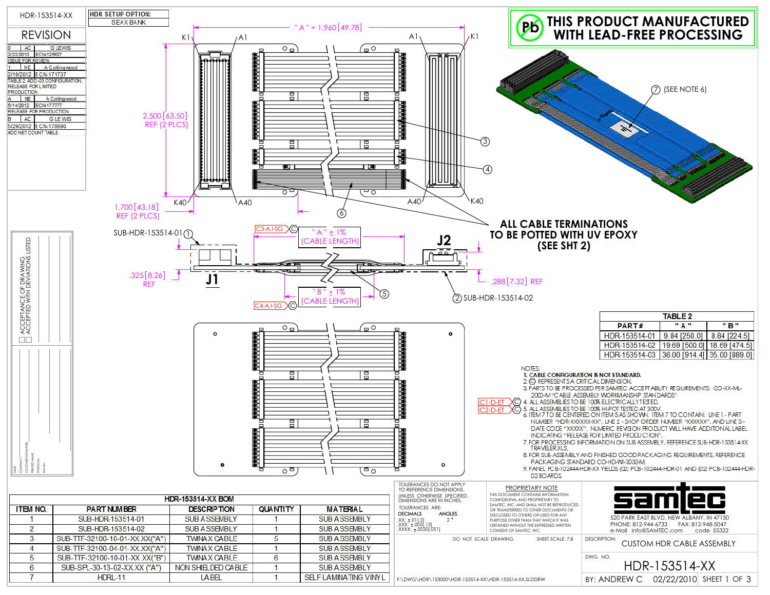HDR-153514-XX

**HDR SETUP OPTION:**
SEAX BANK

## REVISION

| | | |
|---|---|---|
| 0 | AC | G LEWIS |
| 2/22/2010 | ECN-125627 | |
| ISSUE FOR REVIEW. | | |
| 1 | NE | A Collingwood |
| 2/10/2012 | ECN-171737 | |
| TABLE 2: ADD -03 CONFIGURATION; RELEASE FOR LIMITED PRODUCTION. | | |
| A | NE | A Collingwood |
| 5/14/2012 | ECN-177777 | |
| RELEASE FOR PRODUCTION. | | |
| B | AC | G LEWIS |
| 5/29/2012 | ECN-178690 | |
| ADD NET COUNT TABLE. | | |

ACCEPTANCE OF DRAWING
ACCEPTED WITH DEVIATIONS LISTED

DATE: / COMPANY: / CUSTOMER SIGNATURE: / PRINTED NAME: / PHONE NO: / FAX No:

# THIS PRODUCT MANUFACTURED WITH LEAD-FREE PROCESSING

"A" + 1.960 [49.78]

K1, A1, A1, K1, K40, A40, A40, K40

2.500 [63.50] REF (2 PLCS)

1.700 [43.18] REF (2 PLCS)

SUB-HDR-153514-01 (1)

C3-A,I-SG — "A" ± 1% (CABLE LENGTH)

C4-A,I-SG — "B" ± 1% (CABLE LENGTH)

J1, J2

.325 [8.26] REF

.288 [7.32] REF

(2) SUB-HDR-153514-02

(3), (4), (5), (6)

(7) (SEE NOTE 6)

**ALL CABLE TERMINATIONS TO BE POTTED WITH UV EPOXY (SEE SHT 2)**

**TABLE 2**

| PART# | "A" | "B" |
|---|---|---|
| HDR-153514-01 | 9.84 [250.0] | 8.84 [224.5] |
| HDR-153514-02 | 19.69 [500.0] | 18.69 [474.5] |
| HDR-153514-03 | 36.00 [914.4] | 35.00 [889.0] |

NOTES:
1. **CABLE CONFIGURATION IS NOT STANDARD.**
2. (C) REPRESENTS A CRITICAL DIMENSION.
3. PARTS TO BE PROCESSED PER SAMTEC ACCEPTABILITY REQUIREMENTS: CO-XX-ML-2003-M "CABLE ASSEMBLY WORKMANSHIP STANDARDS".
4. ALL ASSEMBLIES TO BE 100% ELECTRICALLY TESTED. (C1-D-ET)
5. ALL ASSEMBLIES TO BE 100% HI-POT TESTED AT 300V. (C2-D-ET)
6. ITEM 7 TO BE CENTERED ON ITEM 5 AS SHOWN. ITEM 7 TO CONTAIN: LINE 1 - PART NUMBER "HDR-XXXXXX-XX", LINE 2 - SHOP ORDER NUMBER "XXXXXX", AND LINE 3 - DATE CODE "XXXXX". NUMERIC REVISION PRODUCT WILL HAVE ADDITIONAL LABEL INDICATING "RELEASE FOR LIMITED PRODUCTION".
7. FOR PROCESSING INFORMATION ON SUB ASSEMBLY, REFERENCE SUB-HDR-153514-XX TRAVELER.XLS.
8. FOR SUB-ASSEMBLY AND FINISHED GOOD PACKAGING REQUIREMENTS, REFERENCE PACKAGING STANDARD CO-HD-WI-3033-M.
9. PANEL PCB-102444-HDR-XX YIELDS (02) PCB-102444-HDR-01 AND (02) PCB-102444-HDR-02 BOARDS.

**HDR-153514-XX BOM**

| ITEM NO. | PART NUMBER | DESCRIPTION | QUANTITY | MATERIAL |
|---|---|---|---|---|
| 1 | SUB-HDR-153514-01 | SUB ASSEMBLY | 1 | SUB ASSEMBLY |
| 2 | SUB-HDR-153514-02 | SUB ASSEMBLY | 1 | SUB ASSEMBLY |
| 3 | SUB-TTF-32100-10-01-XX.XX("A") | TWINAX CABLE | 5 | SUB ASSEMBLY |
| 4 | SUB-TTF-32100-04-01-XX.XX("A") | TWINAX CABLE | 1 | SUB ASSEMBLY |
| 5 | SUB-TTF-32100-10-01-XX.XX("B") | TWINAX CABLE | 6 | SUB ASSEMBLY |
| 6 | SUB-SPL-30-13-02-XX.XX ("A") | NON SHIELDED CABLE | 1 | SUB ASSEMBLY |
| 7 | HDRL-11 | LABEL | 1 | SELF LAMINATING VINYL |

TOLERANCES DO NOT APPLY TO REFERENCE DIMENSIONS.
UNLESS OTHERWISE SPECIFIED, DIMENSIONS ARE IN INCHES.
TOLERANCES ARE:
DECIMALS: .XX: ±.01[.3], .XXX: ±.005[.13], .XXXX: ±.0020[.051]
ANGLES: 2°

**PROPRIETARY NOTE**
THIS DOCUMENT CONTAINS INFORMATION CONFIDENTIAL AND PROPRIETARY TO SAMTEC, INC. AND SHALL NOT BE REPRODUCED OR TRANSFERRED TO OTHER DOCUMENTS OR DISCLOSED TO OTHERS OR USED FOR ANY PURPOSE OTHER THAN THAT WHICH IT WAS OBTAINED WITHOUT THE EXPRESSED WRITTEN CONSENT OF SAMTEC, INC.

samtec
520 PARK EAST BLVD, NEW ALBANY, IN 47150
PHONE: 812-944-6733 FAX: 812-948-5047
e-Mail info@SAMTEC.com code 55322

DO NOT SCALE DRAWING — SHEET SCALE: 7:8

DESCRIPTION: CUSTOM HDR CABLE ASSEMBLY

DWG. NO. HDR-153514-XX

BY: ANDREW C 02/22/2010

F:\DWG\HDR\153000\HDR-153514-XX\HDR-153514-XX.SLDDRW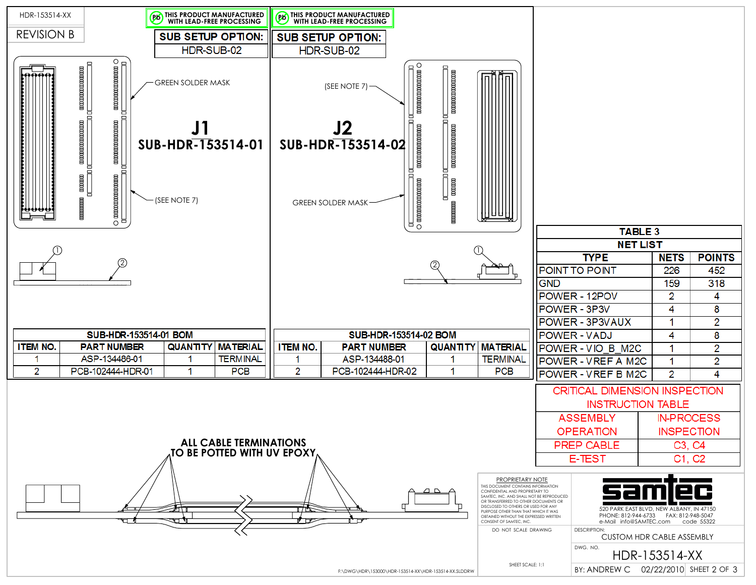HDR-153514-XX

REVISION B

THIS PRODUCT MANUFACTURED WITH LEAD-FREE PROCESSING

**SUB SETUP OPTION:**
HDR-SUB-02

GREEN SOLDER MASK

# J1
## SUB-HDR-153514-01

(SEE NOTE 7)

| SUB-HDR-153514-01 BOM | | | |
|---|---|---|---|
| ITEM NO. | PART NUMBER | QUANTITY | MATERIAL |
| 1 | ASP-134486-01 | 1 | TERMINAL |
| 2 | PCB-102444-HDR-01 | 1 | PCB |

THIS PRODUCT MANUFACTURED WITH LEAD-FREE PROCESSING

**SUB SETUP OPTION:**
HDR-SUB-02

(SEE NOTE 7)

# J2
## SUB-HDR-153514-02

GREEN SOLDER MASK

| SUB-HDR-153514-02 BOM | | | |
|---|---|---|---|
| ITEM NO. | PART NUMBER | QUANTITY | MATERIAL |
| 1 | ASP-134488-01 | 1 | TERMINAL |
| 2 | PCB-102444-HDR-02 | 1 | PCB |

| TABLE 3 | | |
|---|---|---|
| NET LIST | | |
| TYPE | NETS | POINTS |
| POINT TO POINT | 226 | 452 |
| GND | 159 | 318 |
| POWER - 12POV | 2 | 4 |
| POWER - 3P3V | 4 | 8 |
| POWER - 3P3VAUX | 1 | 2 |
| POWER - VADJ | 4 | 8 |
| POWER - VIO_B_M2C | 1 | 2 |
| POWER - VREF A M2C | 1 | 2 |
| POWER - VREF B M2C | 2 | 4 |

| CRITICAL DIMENSION INSPECTION INSTRUCTION TABLE | |
|---|---|
| ASSEMBLY OPERATION | IN-PROCESS INSPECTION |
| PREP CABLE | C3, C4 |
| E-TEST | C1, C2 |

**ALL CABLE TERMINATIONS TO BE POTTED WITH UV EPOXY**

PROPRIETARY NOTE

THIS DOCUMENT CONTAINS INFORMATION CONFIDENTIAL AND PROPRIETARY TO SAMTEC, INC. AND SHALL NOT BE REPRODUCED OR TRANSFERRED TO OTHER DOCUMENTS OR DISCLOSED TO OTHERS OR USED FOR ANY PURPOSE OTHER THAN THAT WHICH IT WAS OBTAINED WITHOUT THE EXPRESSED WRITTEN CONSENT OF SAMTEC, INC.

DO NOT SCALE DRAWING

SHEET SCALE: 1:1

samtec

520 PARK EAST BLVD, NEW ALBANY, IN 47150
PHONE: 812-944-6733 FAX: 812-948-5047
e-Mail info@SAMTEC.com code 55322

DESCRIPTION: CUSTOM HDR CABLE ASSEMBLY

DWG. NO. HDR-153514-XX

BY: ANDREW C 02/22/2010

F:\DWG\HDR\153000\HDR-153514-XX\HDR-153514-XX.SLDDRW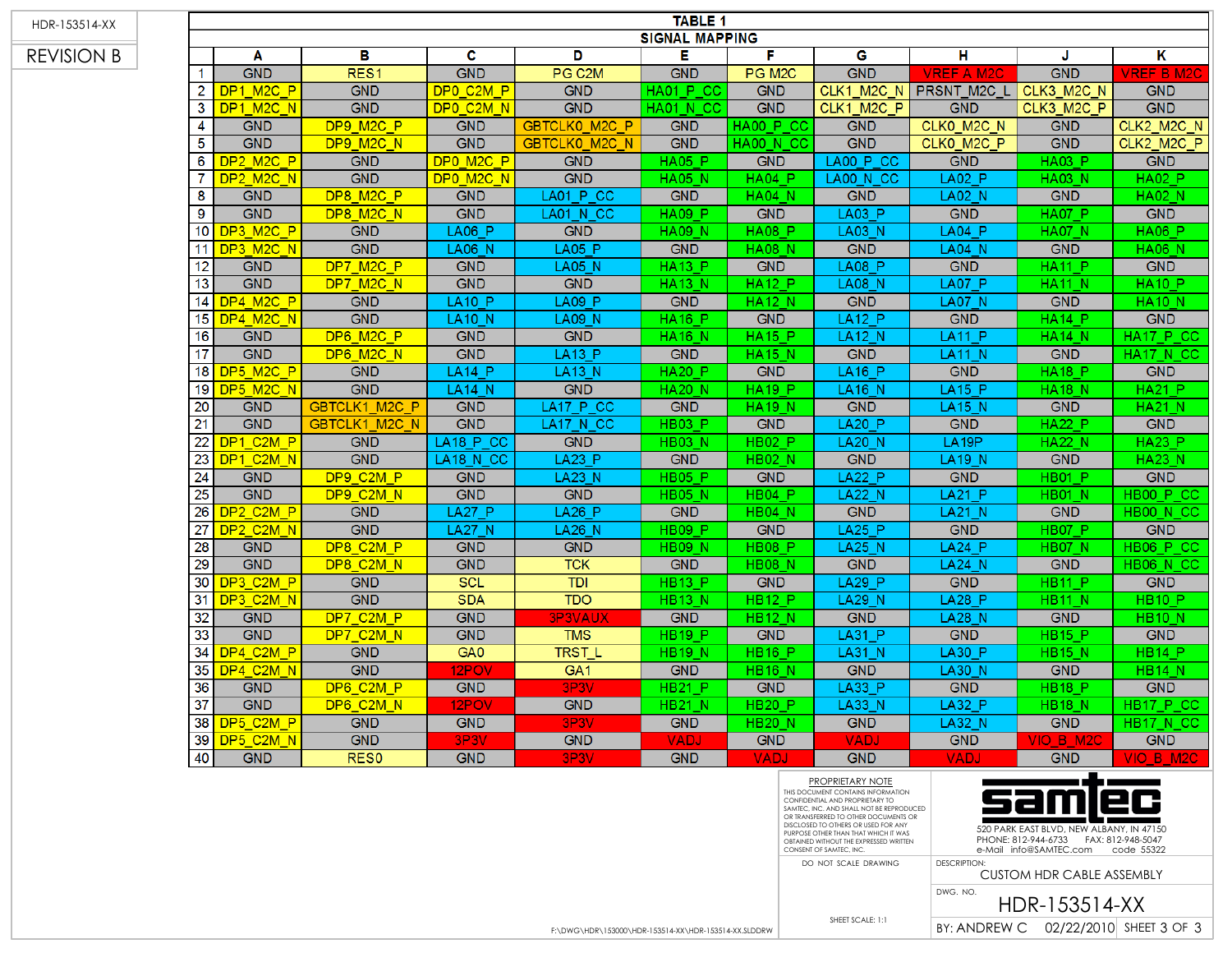HDR-153514-XX

REVISION B

## TABLE 1

### SIGNAL MAPPING

| | A | B | C | D | E | F | G | H | J | K |
|---|---|---|---|---|---|---|---|---|---|---|
| 1 | GND | RES1 | GND | PG C2M | GND | PG M2C | GND | VREF A M2C | GND | VREF B M2C |
| 2 | DP1_M2C_P | GND | DP0_C2M_P | GND | HA01_P_CC | GND | CLK1_M2C_N | PRSNT_M2C_L | CLK3_M2C_N | GND |
| 3 | DP1_M2C_N | GND | DP0_C2M_N | GND | HA01_N_CC | GND | CLK1_M2C_P | GND | CLK3_M2C_P | GND |
| 4 | GND | DP9_M2C_P | GND | GBTCLK0_M2C_P | GND | HA00_P_CC | GND | CLK0_M2C_N | GND | CLK2_M2C_N |
| 5 | GND | DP9_M2C_N | GND | GBTCLK0_M2C_N | GND | HA00_N_CC | GND | CLK0_M2C_P | GND | CLK2_M2C_P |
| 6 | DP2_M2C_P | GND | DP0_M2C_P | GND | HA05_P | GND | LA00_P_CC | GND | HA03_P | GND |
| 7 | DP2_M2C_N | GND | DP0_M2C_N | GND | HA05_N | HA04_P | LA00_N_CC | LA02_P | HA03_N | HA02_P |
| 8 | GND | DP8_M2C_P | GND | LA01_P_CC | GND | HA04_N | GND | LA02_N | GND | HA02_N |
| 9 | GND | DP8_M2C_N | GND | LA01_N_CC | HA09_P | GND | LA03_P | GND | HA07_P | GND |
| 10 | DP3_M2C_P | GND | LA06_P | GND | HA09_N | HA08_P | LA03_N | LA04_P | HA07_N | HA06_P |
| 11 | DP3_M2C_N | GND | LA06_N | LA05_P | GND | HA08_N | GND | LA04_N | GND | HA06_N |
| 12 | GND | DP7_M2C_P | GND | LA05_N | HA13_P | GND | LA08_P | GND | HA11_P | GND |
| 13 | GND | DP7_M2C_N | GND | GND | HA13_N | HA12_P | LA08_N | LA07_P | HA11_N | HA10_P |
| 14 | DP4_M2C_P | GND | LA10_P | LA09_P | GND | HA12_N | GND | LA07_N | GND | HA10_N |
| 15 | DP4_M2C_N | GND | LA10_N | LA09_N | HA16_P | GND | LA12_P | GND | HA14_P | GND |
| 16 | GND | DP6_M2C_P | GND | GND | HA16_N | HA15_P | LA12_N | LA11_P | HA14_N | HA17_P_CC |
| 17 | GND | DP6_M2C_N | GND | LA13_P | GND | HA15_N | GND | LA11_N | GND | HA17_N_CC |
| 18 | DP5_M2C_P | GND | LA14_P | LA13_N | HA20_P | GND | LA16_P | GND | HA18_P | GND |
| 19 | DP5_M2C_N | GND | LA14_N | GND | HA20_N | HA19_P | LA16_N | LA15_P | HA18_N | HA21_P |
| 20 | GND | GBTCLK1_M2C_P | GND | LA17_P_CC | GND | HA19_N | GND | LA15_N | GND | HA21_N |
| 21 | GND | GBTCLK1_M2C_N | GND | LA17_N_CC | HB03_P | GND | LA20_P | GND | HA22_P | GND |
| 22 | DP1_C2M_P | GND | LA18_P_CC | GND | HB03_N | HB02_P | LA20_N | LA19P | HA22_N | HA23_P |
| 23 | DP1_C2M_N | GND | LA18_N_CC | LA23_P | GND | HB02_N | GND | LA19_N | GND | HA23_N |
| 24 | GND | DP9_C2M_P | GND | LA23_N | HB05_P | GND | LA22_P | GND | HB01_P | GND |
| 25 | GND | DP9_C2M_N | GND | GND | HB05_N | HB04_P | LA22_N | LA21_P | HB01_N | HB00_P_CC |
| 26 | DP2_C2M_P | GND | LA27_P | LA26_P | GND | HB04_N | GND | LA21_N | GND | HB00_N_CC |
| 27 | DP2_C2M_N | GND | LA27_N | LA26_N | HB09_P | GND | LA25_P | GND | HB07_P | GND |
| 28 | GND | DP8_C2M_P | GND | GND | HB09_N | HB08_P | LA25_N | LA24_P | HB07_N | HB06_P_CC |
| 29 | GND | DP8_C2M_N | GND | TCK | GND | HB08_N | GND | LA24_N | GND | HB06_N_CC |
| 30 | DP3_C2M_P | GND | SCL | TDI | HB13_P | GND | LA29_P | GND | HB11_P | GND |
| 31 | DP3_C2M_N | GND | SDA | TDO | HB13_N | HB12_P | LA29_N | LA28_P | HB11_N | HB10_P |
| 32 | GND | DP7_C2M_P | GND | 3P3VAUX | GND | HB12_N | GND | LA28_N | GND | HB10_N |
| 33 | GND | DP7_C2M_N | GND | TMS | HB19_P | GND | LA31_P | GND | HB15_P | GND |
| 34 | DP4_C2M_P | GND | GA0 | TRST_L | HB19_N | HB16_P | LA31_N | LA30_P | HB15_N | HB14_P |
| 35 | DP4_C2M_N | GND | 12POV | GA1 | GND | HB16_N | GND | LA30_N | GND | HB14_N |
| 36 | GND | DP6_C2M_P | GND | 3P3V | HB21_P | GND | LA33_P | GND | HB18_P | GND |
| 37 | GND | DP6_C2M_N | 12POV | GND | HB21_N | HB20_P | LA33_N | LA32_P | HB18_N | HB17_P_CC |
| 38 | DP5_C2M_P | GND | GND | 3P3V | GND | HB20_N | GND | LA32_N | GND | HB17_N_CC |
| 39 | DP5_C2M_N | GND | 3P3V | GND | VADJ | GND | VADJ | GND | VIO_B_M2C | GND |
| 40 | GND | RES0 | GND | 3P3V | GND | VADJ | GND | VADJ | GND | VIO_B_M2C |

PROPRIETARY NOTE

THIS DOCUMENT CONTAINS INFORMATION CONFIDENTIAL AND PROPRIETARY TO SAMTEC, INC. AND SHALL NOT BE REPRODUCED OR TRANSFERRED TO OTHER DOCUMENTS OR DISCLOSED TO OTHERS OR USED FOR ANY PURPOSE OTHER THAN THAT WHICH IT WAS OBTAINED WITHOUT THE EXPRESSED WRITTEN CONSENT OF SAMTEC, INC.

samtec

520 PARK EAST BLVD, NEW ALBANY, IN 47150
PHONE: 812-944-6733 FAX: 812-948-5047
e-Mail info@SAMTEC.com code 55322

DO NOT SCALE DRAWING

SHEET SCALE: 1:1

DESCRIPTION: CUSTOM HDR CABLE ASSEMBLY

DWG. NO. HDR-153514-XX

BY: ANDREW C 02/22/2010 SHEET 3 OF 3

F:\DWG\HDR\153000\HDR-153514-XX\HDR-153514-XX.SLDDRW